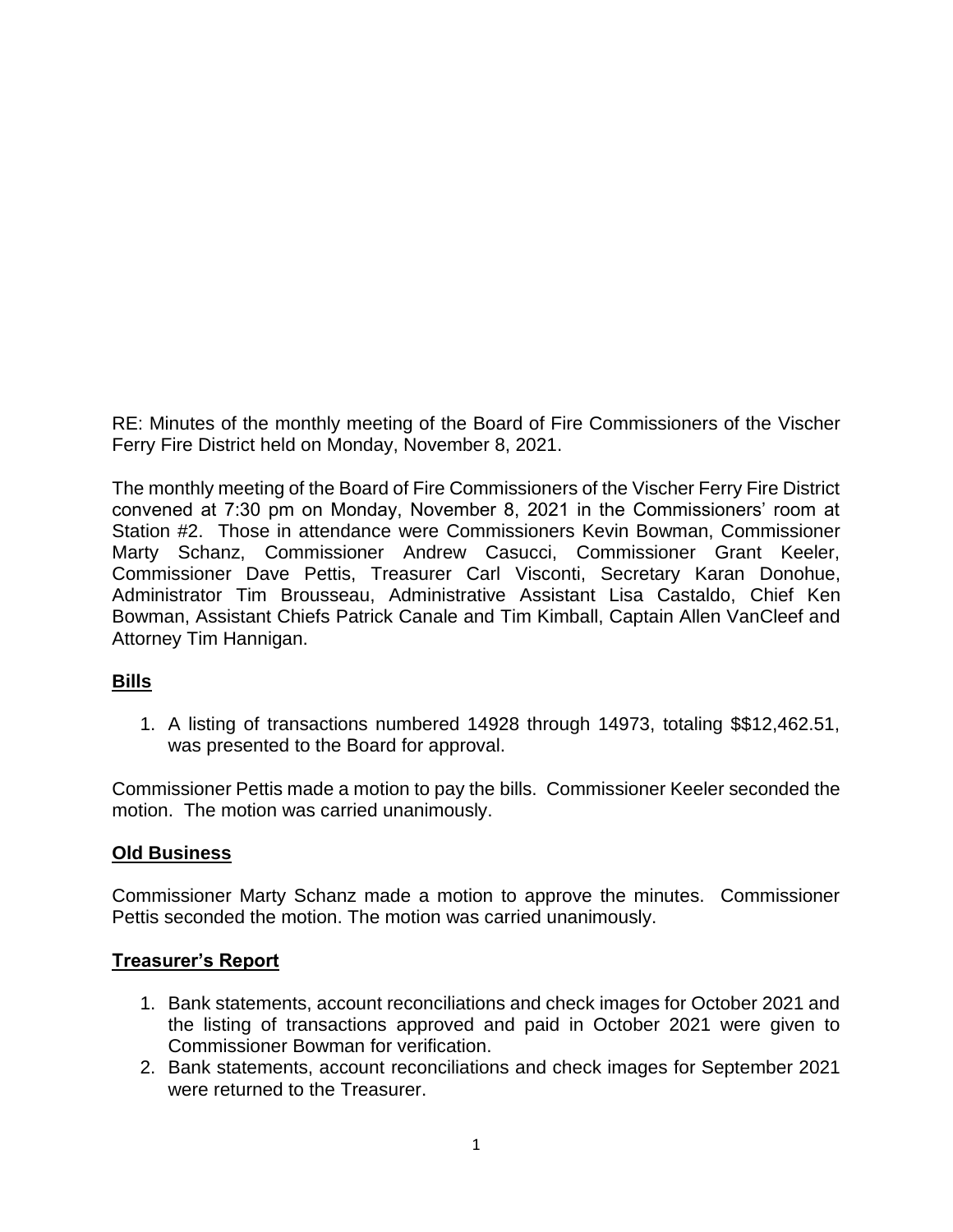RE: Minutes of the monthly meeting of the Board of Fire Commissioners of the Vischer Ferry Fire District held on Monday, November 8, 2021.

The monthly meeting of the Board of Fire Commissioners of the Vischer Ferry Fire District convened at 7:30 pm on Monday, November 8, 2021 in the Commissioners' room at Station #2. Those in attendance were Commissioners Kevin Bowman, Commissioner Marty Schanz, Commissioner Andrew Casucci, Commissioner Grant Keeler, Commissioner Dave Pettis, Treasurer Carl Visconti, Secretary Karan Donohue, Administrator Tim Brousseau, Administrative Assistant Lisa Castaldo, Chief Ken Bowman, Assistant Chiefs Patrick Canale and Tim Kimball, Captain Allen VanCleef and Attorney Tim Hannigan.

## Bills

1. A listing of transactions numbered 14928 through 14973, totaling $$12,462.51, was presented to the Board for approval.

Commissioner Pettis made a motion to pay the bills. Commissioner Keeler seconded the motion. The motion was carried unanimously.

## Old Business

Commissioner Marty Schanz made a motion to approve the minutes. Commissioner Pettis seconded the motion. The motion was carried unanimously.

## Treasurer's Report

1. Bank statements, account reconciliations and check images for October 2021 and the listing of transactions approved and paid in October 2021 were given to Commissioner Bowman for verification.
2. Bank statements, account reconciliations and check images for September 2021 were returned to the Treasurer.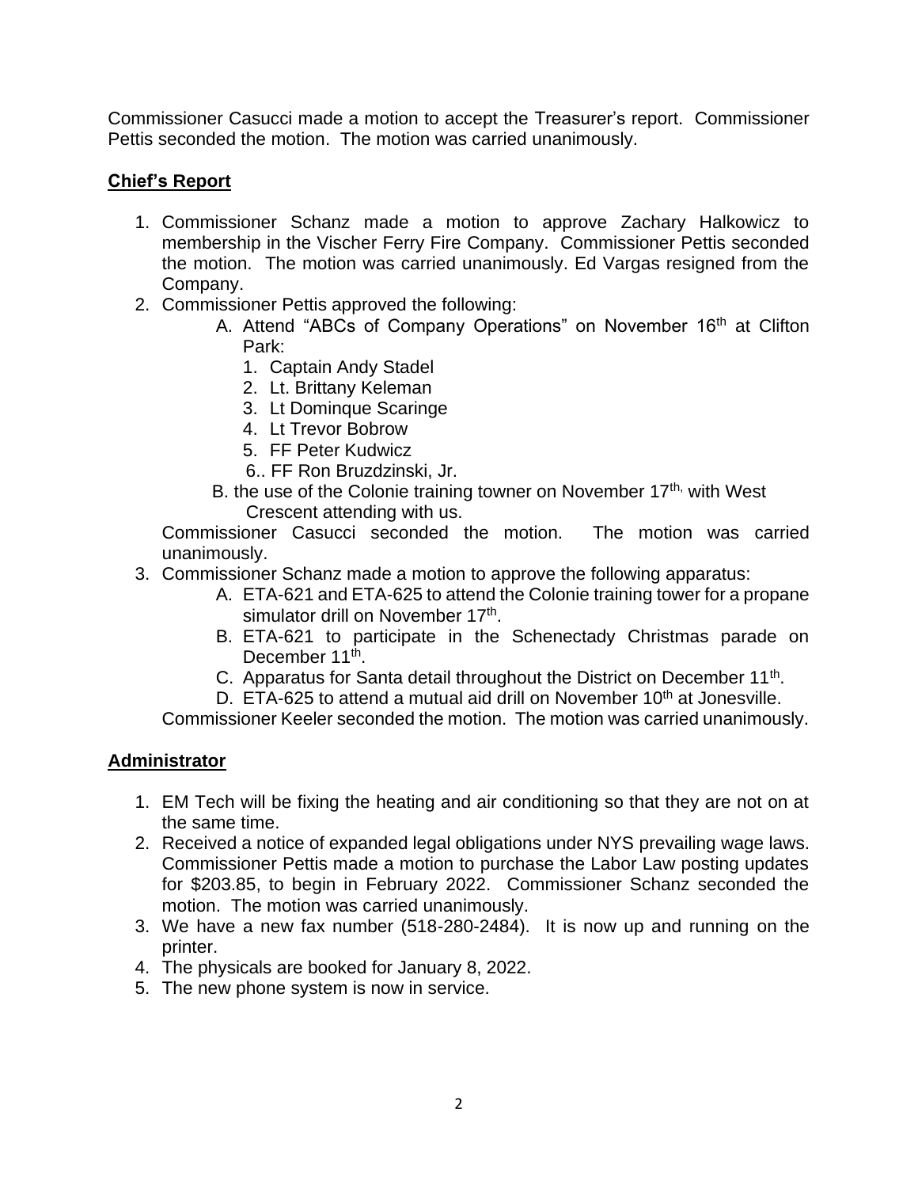Commissioner Casucci made a motion to accept the Treasurer's report. Commissioner Pettis seconded the motion. The motion was carried unanimously.

**Chief's Report**

1. Commissioner Schanz made a motion to approve Zachary Halkowicz to membership in the Vischer Ferry Fire Company. Commissioner Pettis seconded the motion. The motion was carried unanimously. Ed Vargas resigned from the Company.
2. Commissioner Pettis approved the following:
   - A. Attend "ABCs of Company Operations" on November 16th at Clifton Park:
     1. Captain Andy Stadel
     2. Lt. Brittany Keleman
     3. Lt Dominque Scaringe
     4. Lt Trevor Bobrow
     5. FF Peter Kudwicz
     6. FF Ron Bruzdzinski, Jr.
   - B. the use of the Colonie training towner on November 17th, with West Crescent attending with us.

   Commissioner Casucci seconded the motion. The motion was carried unanimously.
3. Commissioner Schanz made a motion to approve the following apparatus:
   - A. ETA-621 and ETA-625 to attend the Colonie training tower for a propane simulator drill on November 17th.
   - B. ETA-621 to participate in the Schenectady Christmas parade on December 11th.
   - C. Apparatus for Santa detail throughout the District on December 11th.
   - D. ETA-625 to attend a mutual aid drill on November 10th at Jonesville.

   Commissioner Keeler seconded the motion. The motion was carried unanimously.

**Administrator**

1. EM Tech will be fixing the heating and air conditioning so that they are not on at the same time.
2. Received a notice of expanded legal obligations under NYS prevailing wage laws. Commissioner Pettis made a motion to purchase the Labor Law posting updates for $203.85, to begin in February 2022. Commissioner Schanz seconded the motion. The motion was carried unanimously.
3. We have a new fax number (518-280-2484). It is now up and running on the printer.
4. The physicals are booked for January 8, 2022.
5. The new phone system is now in service.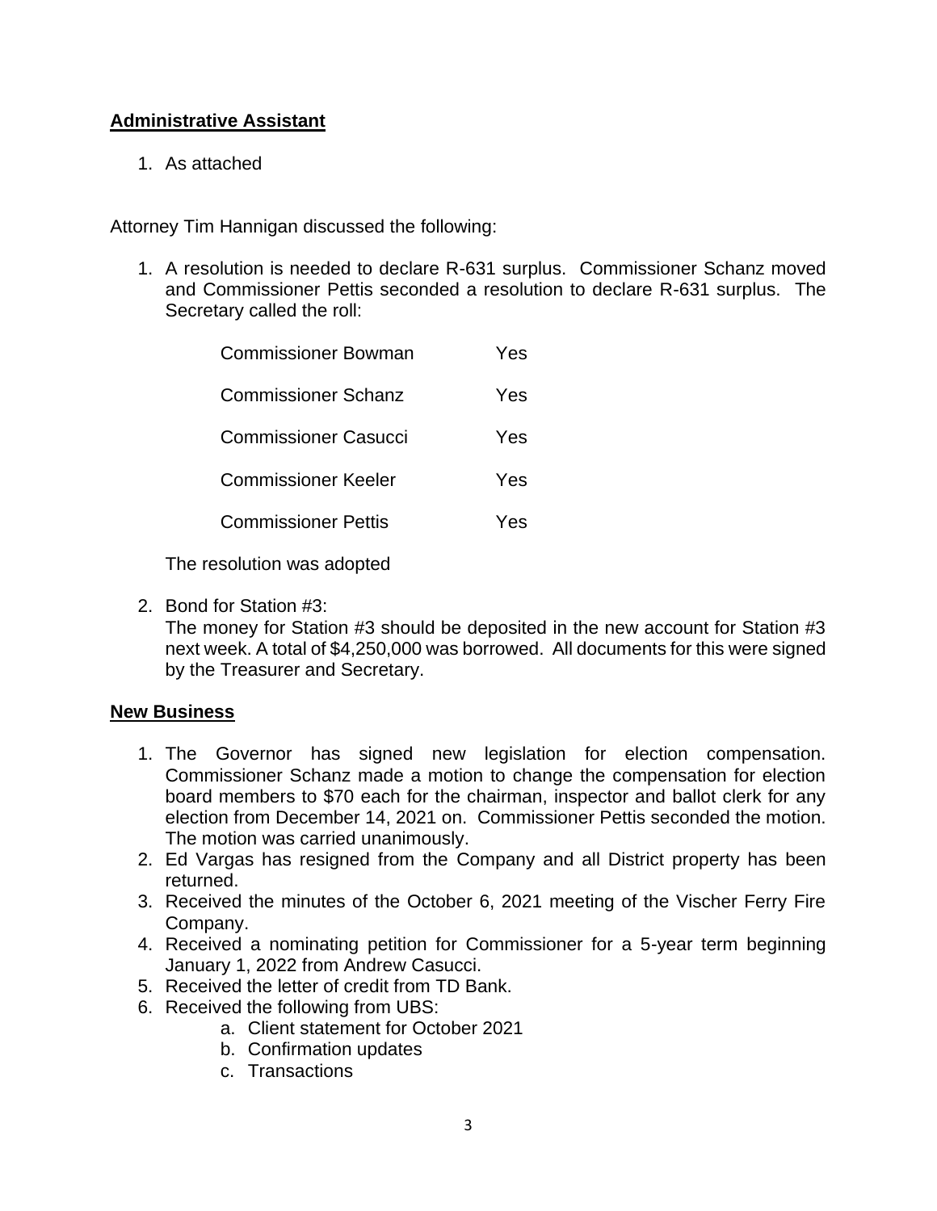**Administrative Assistant**

1. As attached

Attorney Tim Hannigan discussed the following:

1. A resolution is needed to declare R-631 surplus. Commissioner Schanz moved and Commissioner Pettis seconded a resolution to declare R-631 surplus. The Secretary called the roll:

   | | |
   |---|---|
   | Commissioner Bowman | Yes |
   | Commissioner Schanz | Yes |
   | Commissioner Casucci | Yes |
   | Commissioner Keeler | Yes |
   | Commissioner Pettis | Yes |

   The resolution was adopted

2. Bond for Station #3:
   The money for Station #3 should be deposited in the new account for Station #3 next week. A total of $4,250,000 was borrowed. All documents for this were signed by the Treasurer and Secretary.

**New Business**

1. The Governor has signed new legislation for election compensation. Commissioner Schanz made a motion to change the compensation for election board members to $70 each for the chairman, inspector and ballot clerk for any election from December 14, 2021 on. Commissioner Pettis seconded the motion. The motion was carried unanimously.
2. Ed Vargas has resigned from the Company and all District property has been returned.
3. Received the minutes of the October 6, 2021 meeting of the Vischer Ferry Fire Company.
4. Received a nominating petition for Commissioner for a 5-year term beginning January 1, 2022 from Andrew Casucci.
5. Received the letter of credit from TD Bank.
6. Received the following from UBS:
   a. Client statement for October 2021
   b. Confirmation updates
   c. Transactions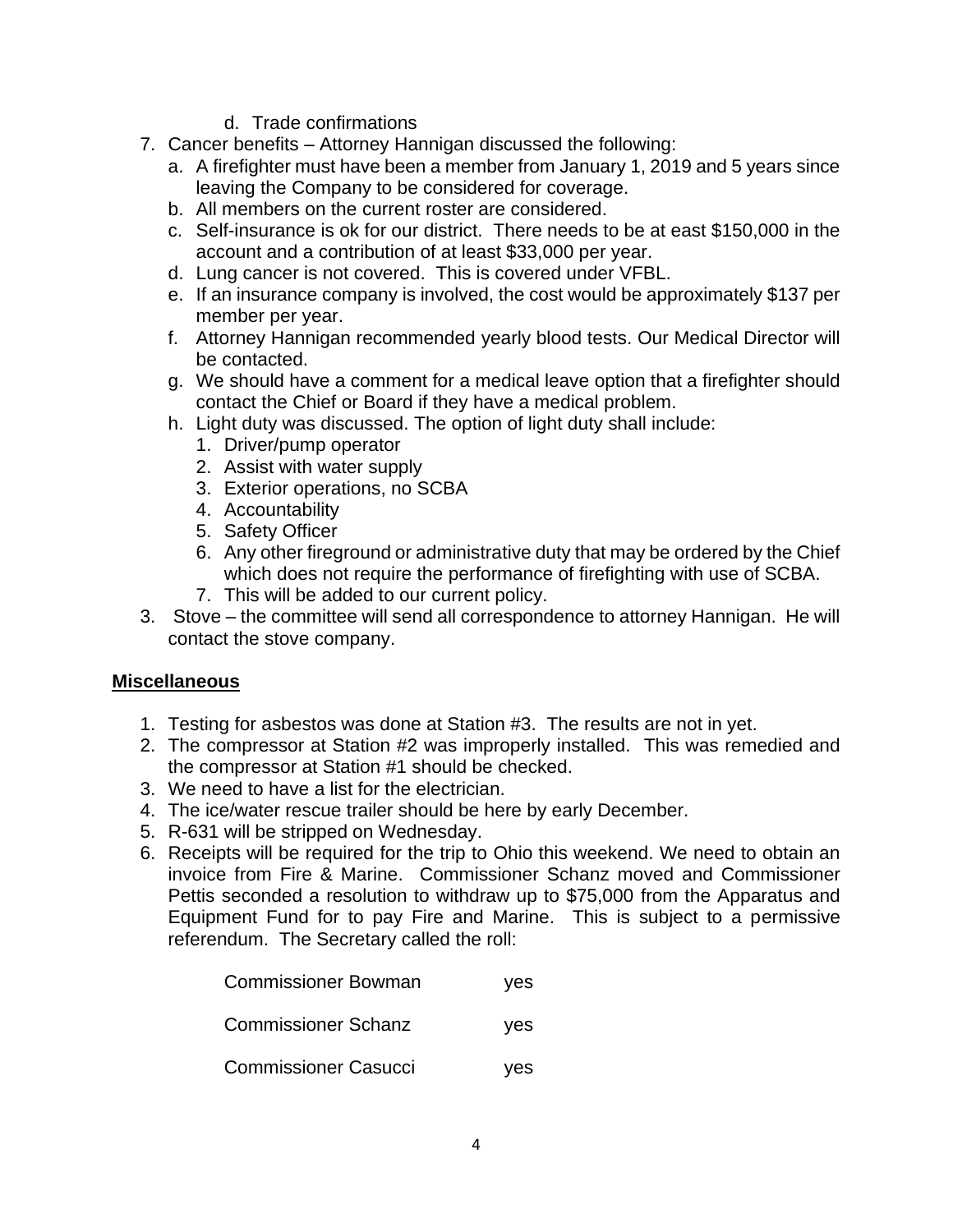d. Trade confirmations

7. Cancer benefits – Attorney Hannigan discussed the following:
   a. A firefighter must have been a member from January 1, 2019 and 5 years since leaving the Company to be considered for coverage.
   b. All members on the current roster are considered.
   c. Self-insurance is ok for our district. There needs to be at east $150,000 in the account and a contribution of at least $33,000 per year.
   d. Lung cancer is not covered. This is covered under VFBL.
   e. If an insurance company is involved, the cost would be approximately $137 per member per year.
   f. Attorney Hannigan recommended yearly blood tests. Our Medical Director will be contacted.
   g. We should have a comment for a medical leave option that a firefighter should contact the Chief or Board if they have a medical problem.
   h. Light duty was discussed. The option of light duty shall include:
      1. Driver/pump operator
      2. Assist with water supply
      3. Exterior operations, no SCBA
      4. Accountability
      5. Safety Officer
      6. Any other fireground or administrative duty that may be ordered by the Chief which does not require the performance of firefighting with use of SCBA.
      7. This will be added to our current policy.

3. Stove – the committee will send all correspondence to attorney Hannigan. He will contact the stove company.

## Miscellaneous

1. Testing for asbestos was done at Station #3. The results are not in yet.
2. The compressor at Station #2 was improperly installed. This was remedied and the compressor at Station #1 should be checked.
3. We need to have a list for the electrician.
4. The ice/water rescue trailer should be here by early December.
5. R-631 will be stripped on Wednesday.
6. Receipts will be required for the trip to Ohio this weekend. We need to obtain an invoice from Fire & Marine. Commissioner Schanz moved and Commissioner Pettis seconded a resolution to withdraw up to $75,000 from the Apparatus and Equipment Fund for to pay Fire and Marine. This is subject to a permissive referendum. The Secretary called the roll:

   Commissioner Bowman yes

   Commissioner Schanz yes

   Commissioner Casucci yes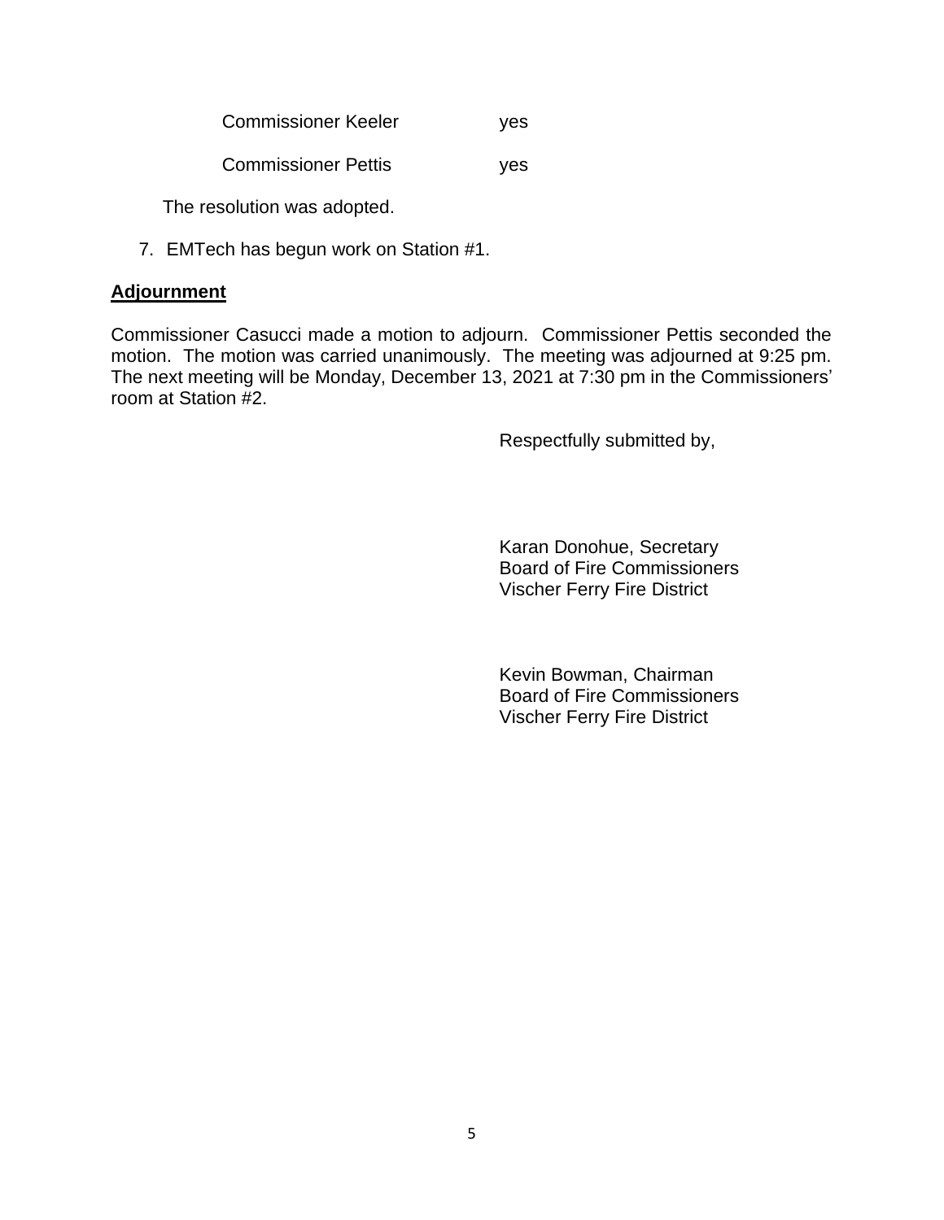| | |
|---|---|
| Commissioner Keeler | yes |
| Commissioner Pettis | yes |

The resolution was adopted.

7. EMTech has begun work on Station #1.

## **Adjournment**

Commissioner Casucci made a motion to adjourn. Commissioner Pettis seconded the motion. The motion was carried unanimously. The meeting was adjourned at 9:25 pm. The next meeting will be Monday, December 13, 2021 at 7:30 pm in the Commissioners' room at Station #2.

Respectfully submitted by,

Karan Donohue, Secretary
Board of Fire Commissioners
Vischer Ferry Fire District

Kevin Bowman, Chairman
Board of Fire Commissioners
Vischer Ferry Fire District